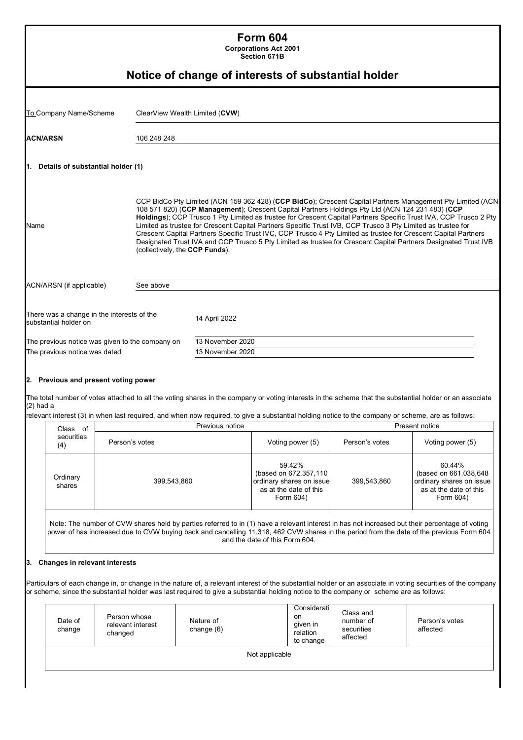# Form 604

**Corporations Act 2001**
**Section 671B**

## Notice of change of interests of substantial holder

| | |
|---|---|
| To Company Name/Scheme | ClearView Wealth Limited (**CVW**) |
| **ACN/ARSN** | 106 248 248 |

### 1. Details of substantial holder (1)

| | |
|---|---|
| Name | CCP BidCo Pty Limited (ACN 159 362 428) (**CCP BidCo**); Crescent Capital Partners Management Pty Limited (ACN 108 571 820) (**CCP Management**); Crescent Capital Partners Holdings Pty Ltd (ACN 124 231 483) (**CCP Holdings**); CCP Trusco 1 Pty Limited as trustee for Crescent Capital Partners Specific Trust IVA, CCP Trusco 2 Pty Limited as trustee for Crescent Capital Partners Specific Trust IVB, CCP Trusco 3 Pty Limited as trustee for Crescent Capital Partners Specific Trust IVC, CCP Trusco 4 Pty Limited as trustee for Crescent Capital Partners Designated Trust IVA and CCP Trusco 5 Pty Limited as trustee for Crescent Capital Partners Designated Trust IVB (collectively, the **CCP Funds**). |
| ACN/ARSN (if applicable) | See above |

| | |
|---|---|
| There was a change in the interests of the substantial holder on | 14 April 2022 |
| The previous notice was given to the company on | 13 November 2020 |
| The previous notice was dated | 13 November 2020 |

### 2. Previous and present voting power

The total number of votes attached to all the voting shares in the company or voting interests in the scheme that the substantial holder or an associate (2) had a relevant interest (3) in when last required, and when now required, to give a substantial holding notice to the company or scheme, are as follows:

| Class of securities (4) | Previous notice | | Present notice | |
|---|---|---|---|---|
| | Person's votes | Voting power (5) | Person's votes | Voting power (5) |
| Ordinary shares | 399,543,860 | 59.42% (based on 672,357,110 ordinary shares on issue as at the date of this Form 604) | 399,543,860 | 60.44% (based on 661,038,648 ordinary shares on issue as at the date of this Form 604) |

Note: The number of CVW shares held by parties referred to in (1) have a relevant interest in has not increased but their percentage of voting power of has increased due to CVW buying back and cancelling 11,318, 462 CVW shares in the period from the date of the previous Form 604 and the date of this Form 604.

### 3. Changes in relevant interests

Particulars of each change in, or change in the nature of, a relevant interest of the substantial holder or an associate in voting securities of the company or scheme, since the substantial holder was last required to give a substantial holding notice to the company or scheme are as follows:

| Date of change | Person whose relevant interest changed | Nature of change (6) | Consideration given in relation to change | Class and number of securities affected | Person's votes affected |
|---|---|---|---|---|---|
| Not applicable | | | | | |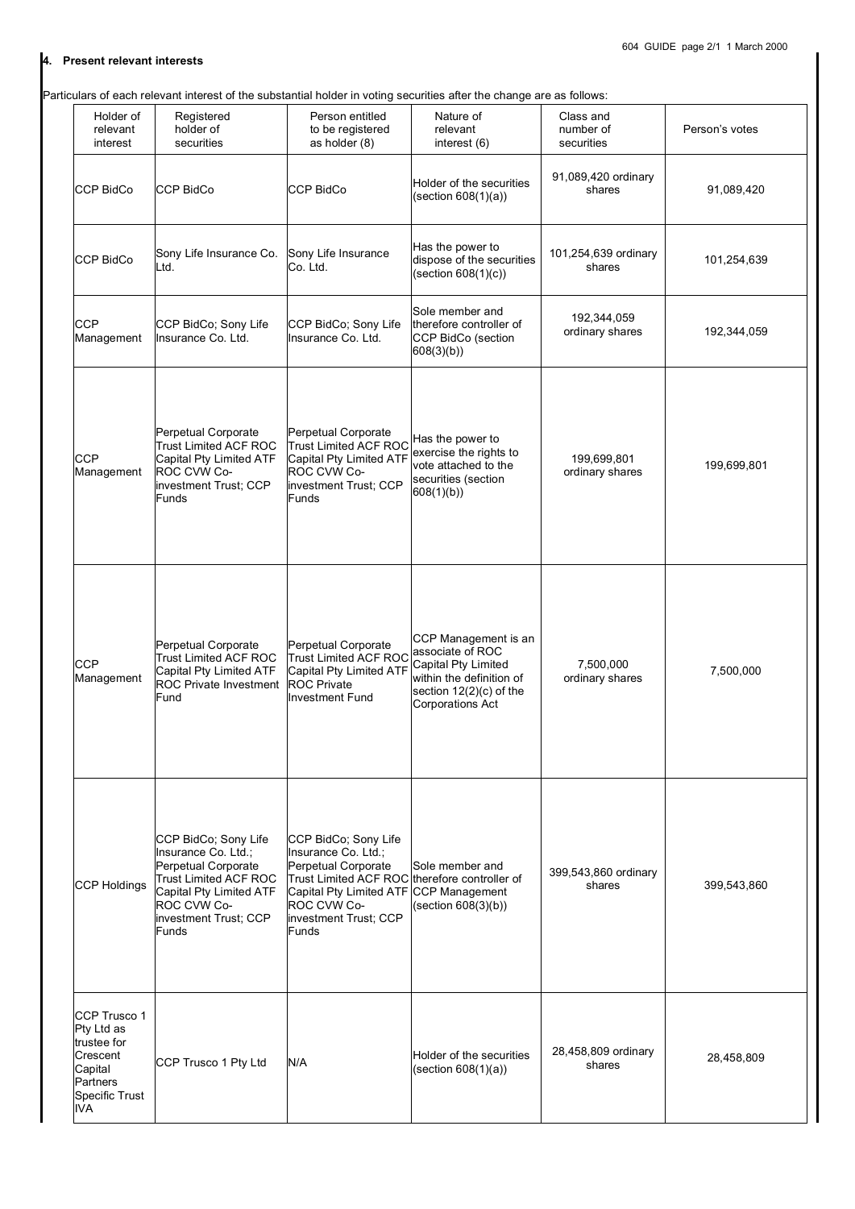## 4. Present relevant interests

Particulars of each relevant interest of the substantial holder in voting securities after the change are as follows:

| Holder of relevant interest | Registered holder of securities | Person entitled to be registered as holder (8) | Nature of relevant interest (6) | Class and number of securities | Person's votes |
|---|---|---|---|---|---|
| CCP BidCo | CCP BidCo | CCP BidCo | Holder of the securities (section 608(1)(a)) | 91,089,420 ordinary shares | 91,089,420 |
| CCP BidCo | Sony Life Insurance Co. Ltd. | Sony Life Insurance Co. Ltd. | Has the power to dispose of the securities (section 608(1)(c)) | 101,254,639 ordinary shares | 101,254,639 |
| CCP Management | CCP BidCo; Sony Life Insurance Co. Ltd. | CCP BidCo; Sony Life Insurance Co. Ltd. | Sole member and therefore controller of CCP BidCo (section 608(3)(b)) | 192,344,059 ordinary shares | 192,344,059 |
| CCP Management | Perpetual Corporate Trust Limited ACF ROC Capital Pty Limited ATF ROC CVW Co-investment Trust; CCP Funds | Perpetual Corporate Trust Limited ACF ROC Capital Pty Limited ATF ROC CVW Co-investment Trust; CCP Funds | Has the power to exercise the rights to vote attached to the securities (section 608(1)(b)) | 199,699,801 ordinary shares | 199,699,801 |
| CCP Management | Perpetual Corporate Trust Limited ACF ROC Capital Pty Limited ATF ROC Private Investment Fund | Perpetual Corporate Trust Limited ACF ROC Capital Pty Limited ATF ROC Private Investment Fund | CCP Management is an associate of ROC Capital Pty Limited within the definition of section 12(2)(c) of the Corporations Act | 7,500,000 ordinary shares | 7,500,000 |
| CCP Holdings | CCP BidCo; Sony Life Insurance Co. Ltd.; Perpetual Corporate Trust Limited ACF ROC Capital Pty Limited ATF ROC CVW Co-investment Trust; CCP Funds | CCP BidCo; Sony Life Insurance Co. Ltd.; Perpetual Corporate Trust Limited ACF ROC Capital Pty Limited ATF ROC CVW Co-investment Trust; CCP Funds | Sole member and therefore controller of CCP Management (section 608(3)(b)) | 399,543,860 ordinary shares | 399,543,860 |
| CCP Trusco 1 Pty Ltd as trustee for Crescent Capital Partners Specific Trust IVA | CCP Trusco 1 Pty Ltd | N/A | Holder of the securities (section 608(1)(a)) | 28,458,809 ordinary shares | 28,458,809 |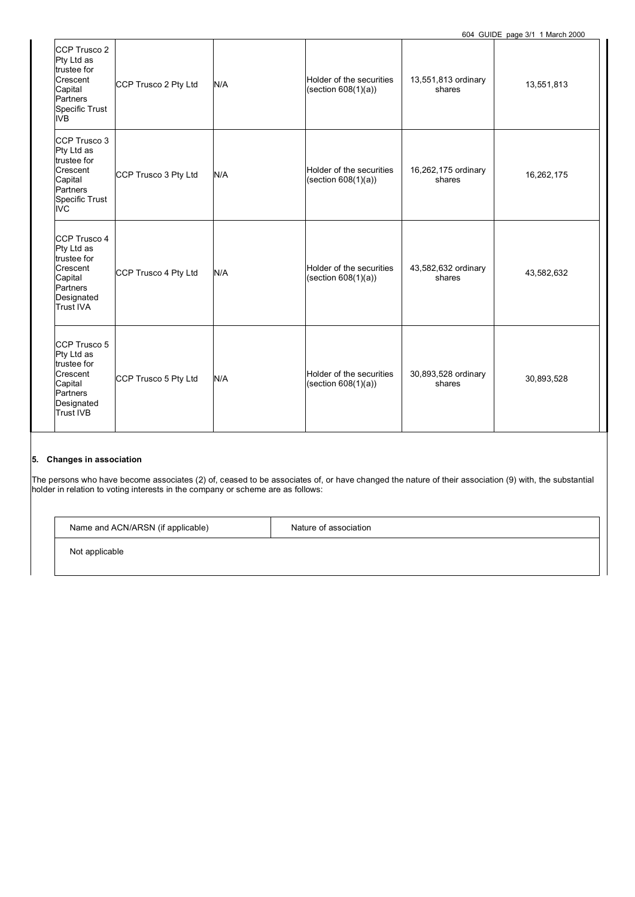| | | | | | |
|---|---|---|---|---|---|
| CCP Trusco 2 Pty Ltd as trustee for Crescent Capital Partners Specific Trust IVB | CCP Trusco 2 Pty Ltd | N/A | Holder of the securities (section 608(1)(a)) | 13,551,813 ordinary shares | 13,551,813 |
| CCP Trusco 3 Pty Ltd as trustee for Crescent Capital Partners Specific Trust IVC | CCP Trusco 3 Pty Ltd | N/A | Holder of the securities (section 608(1)(a)) | 16,262,175 ordinary shares | 16,262,175 |
| CCP Trusco 4 Pty Ltd as trustee for Crescent Capital Partners Designated Trust IVA | CCP Trusco 4 Pty Ltd | N/A | Holder of the securities (section 608(1)(a)) | 43,582,632 ordinary shares | 43,582,632 |
| CCP Trusco 5 Pty Ltd as trustee for Crescent Capital Partners Designated Trust IVB | CCP Trusco 5 Pty Ltd | N/A | Holder of the securities (section 608(1)(a)) | 30,893,528 ordinary shares | 30,893,528 |

**5. Changes in association**

The persons who have become associates (2) of, ceased to be associates of, or have changed the nature of their association (9) with, the substantial holder in relation to voting interests in the company or scheme are as follows:

| Name and ACN/ARSN (if applicable) | Nature of association |
|---|---|
| Not applicable | |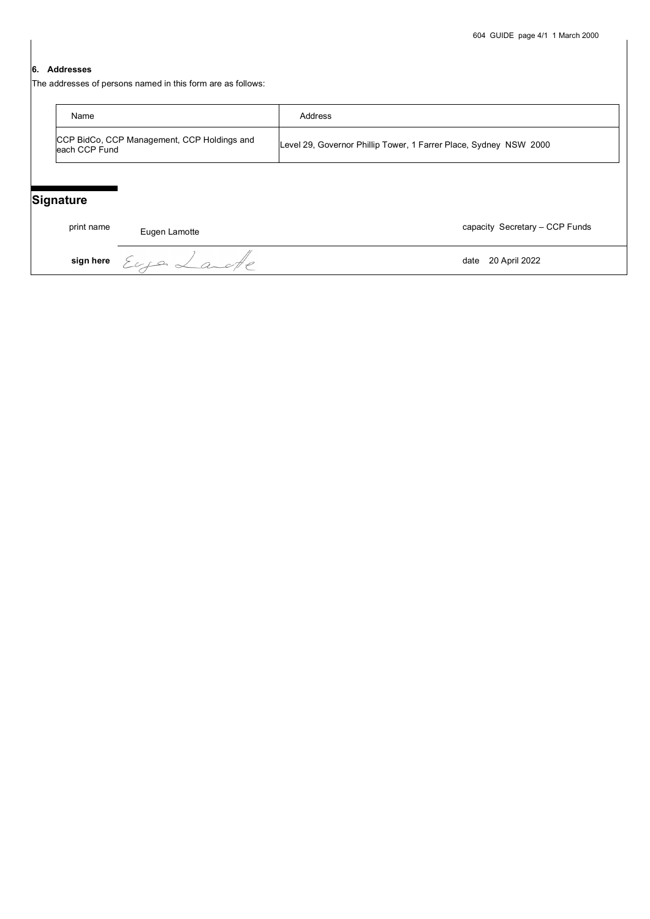## 6. Addresses

The addresses of persons named in this form are as follows:

| Name | Address |
|---|---|
| CCP BidCo, CCP Management, CCP Holdings and each CCP Fund | Level 29, Governor Phillip Tower, 1 Farrer Place, Sydney NSW 2000 |

## Signature

| | | | |
|---|---|---|---|
| print name | Eugen Lamotte | capacity | Secretary – CCP Funds |
| **sign here** | Eugen Lamotte | date | 20 April 2022 |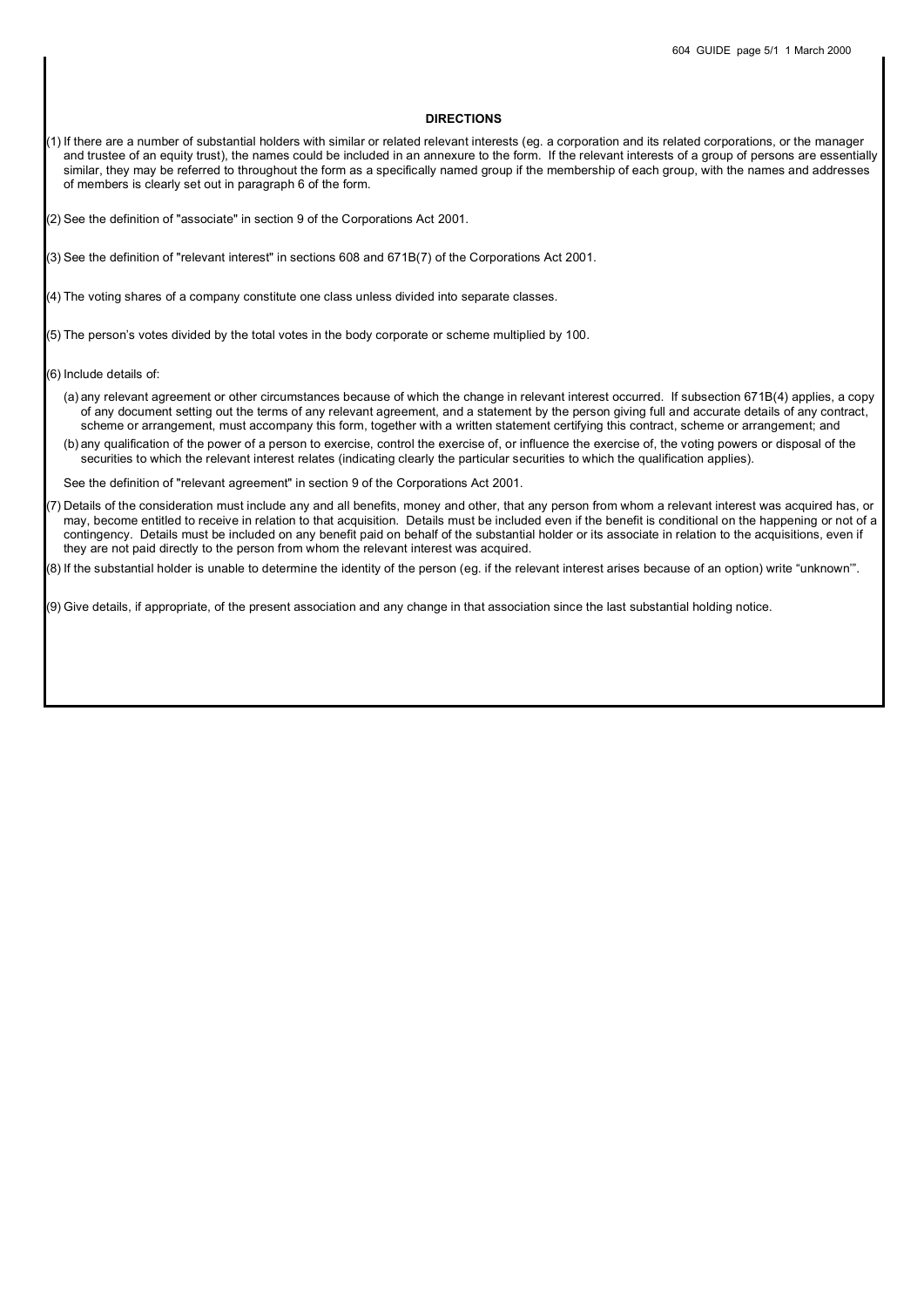## DIRECTIONS

(1) If there are a number of substantial holders with similar or related relevant interests (eg. a corporation and its related corporations, or the manager and trustee of an equity trust), the names could be included in an annexure to the form. If the relevant interests of a group of persons are essentially similar, they may be referred to throughout the form as a specifically named group if the membership of each group, with the names and addresses of members is clearly set out in paragraph 6 of the form.

(2) See the definition of "associate" in section 9 of the Corporations Act 2001.

(3) See the definition of "relevant interest" in sections 608 and 671B(7) of the Corporations Act 2001.

(4) The voting shares of a company constitute one class unless divided into separate classes.

(5) The person's votes divided by the total votes in the body corporate or scheme multiplied by 100.

(6) Include details of:

(a) any relevant agreement or other circumstances because of which the change in relevant interest occurred. If subsection 671B(4) applies, a copy of any document setting out the terms of any relevant agreement, and a statement by the person giving full and accurate details of any contract, scheme or arrangement, must accompany this form, together with a written statement certifying this contract, scheme or arrangement; and

(b) any qualification of the power of a person to exercise, control the exercise of, or influence the exercise of, the voting powers or disposal of the securities to which the relevant interest relates (indicating clearly the particular securities to which the qualification applies).

See the definition of "relevant agreement" in section 9 of the Corporations Act 2001.

(7) Details of the consideration must include any and all benefits, money and other, that any person from whom a relevant interest was acquired has, or may, become entitled to receive in relation to that acquisition. Details must be included even if the benefit is conditional on the happening or not of a contingency. Details must be included on any benefit paid on behalf of the substantial holder or its associate in relation to the acquisitions, even if they are not paid directly to the person from whom the relevant interest was acquired.

(8) If the substantial holder is unable to determine the identity of the person (eg. if the relevant interest arises because of an option) write "unknown".

(9) Give details, if appropriate, of the present association and any change in that association since the last substantial holding notice.